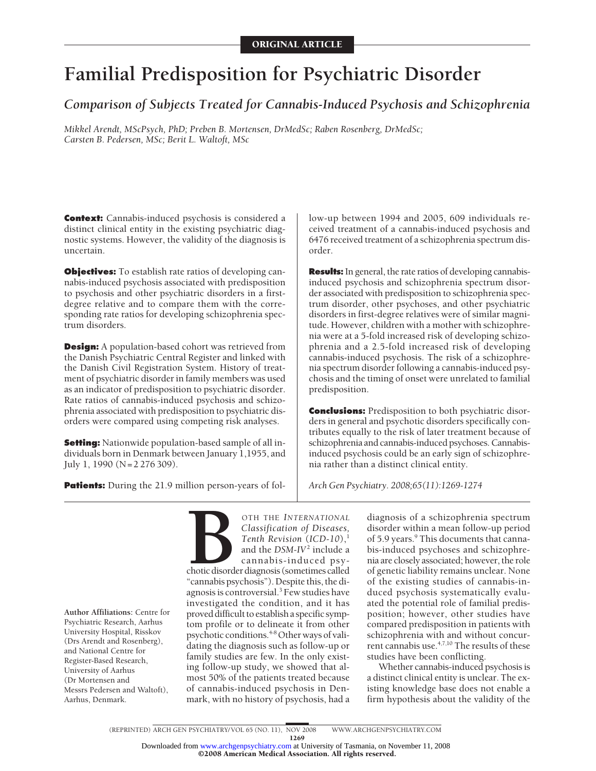ORIGINAL ARTICLE

# Familial Predisposition for Psychiatric Disorder

## *Comparison of Subjects Treated for Cannabis-Induced Psychosis and Schizophrenia*

*Mikkel Arendt, MScPsych, PhD; Preben B. Mortensen, DrMedSc; Raben Rosenberg, DrMedSc; Carsten B. Pedersen, MSc; Berit L. Waltoft, MSc*

**Context:** Cannabis-induced psychosis is considered a distinct clinical entity in the existing psychiatric diagnostic systems. However, the validity of the diagnosis is uncertain.

**Objectives:** To establish rate ratios of developing cannabis-induced psychosis associated with predisposition to psychosis and other psychiatric disorders in a first-degree relative and to compare them with the corresponding rate ratios for developing schizophrenia spectrum disorders.

**Design:** A population-based cohort was retrieved from the Danish Psychiatric Central Register and linked with the Danish Civil Registration System. History of treatment of psychiatric disorder in family members was used as an indicator of predisposition to psychiatric disorder. Rate ratios of cannabis-induced psychosis and schizophrenia associated with predisposition to psychiatric disorders were compared using competing risk analyses.

**Setting:** Nationwide population-based sample of all individuals born in Denmark between January 1,1955, and July 1, 1990 (N = 2 276 309).

**Patients:** During the 21.9 million person-years of follow-up between 1994 and 2005, 609 individuals received treatment of a cannabis-induced psychosis and 6476 received treatment of a schizophrenia spectrum disorder.

**Results:** In general, the rate ratios of developing cannabis-induced psychosis and schizophrenia spectrum disorder associated with predisposition to schizophrenia spectrum disorder, other psychoses, and other psychiatric disorders in first-degree relatives were of similar magnitude. However, children with a mother with schizophrenia were at a 5-fold increased risk of developing schizophrenia and a 2.5-fold increased risk of developing cannabis-induced psychosis. The risk of a schizophrenia spectrum disorder following a cannabis-induced psychosis and the timing of onset were unrelated to familial predisposition.

**Conclusions:** Predisposition to both psychiatric disorders in general and psychotic disorders specifically contributes equally to the risk of later treatment because of schizophrenia and cannabis-induced psychoses. Cannabis-induced psychosis could be an early sign of schizophrenia rather than a distinct clinical entity.

*Arch Gen Psychiatry. 2008;65(11):1269-1274*

Author Affiliations: Centre for Psychiatric Research, Aarhus University Hospital, Risskov (Drs Arendt and Rosenberg), and National Centre for Register-Based Research, University of Aarhus (Dr Mortensen and Messrs Pedersen and Waltoft), Aarhus, Denmark.

BOTH THE *INTERNATIONAL Classification of Diseases, Tenth Revision* (*ICD-10*),[1] and the *DSM-IV*[2] include a cannabis-induced psychotic disorder diagnosis (sometimes called "cannabis psychosis"). Despite this, the diagnosis is controversial.[3] Few studies have investigated the condition, and it has proved difficult to establish a specific symptom profile or to delineate it from other psychotic conditions.[4-8] Other ways of validating the diagnosis such as follow-up or family studies are few. In the only existing follow-up study, we showed that almost 50% of the patients treated because of cannabis-induced psychosis in Denmark, with no history of psychosis, had a diagnosis of a schizophrenia spectrum disorder within a mean follow-up period of 5.9 years.[9] This documents that cannabis-induced psychoses and schizophrenia are closely associated; however, the role of genetic liability remains unclear. None of the existing studies of cannabis-induced psychosis systematically evaluated the potential role of familial predisposition; however, other studies have compared predisposition in patients with schizophrenia with and without concurrent cannabis use.[4,7,10] The results of these studies have been conflicting.

Whether cannabis-induced psychosis is a distinct clinical entity is unclear. The existing knowledge base does not enable a firm hypothesis about the validity of the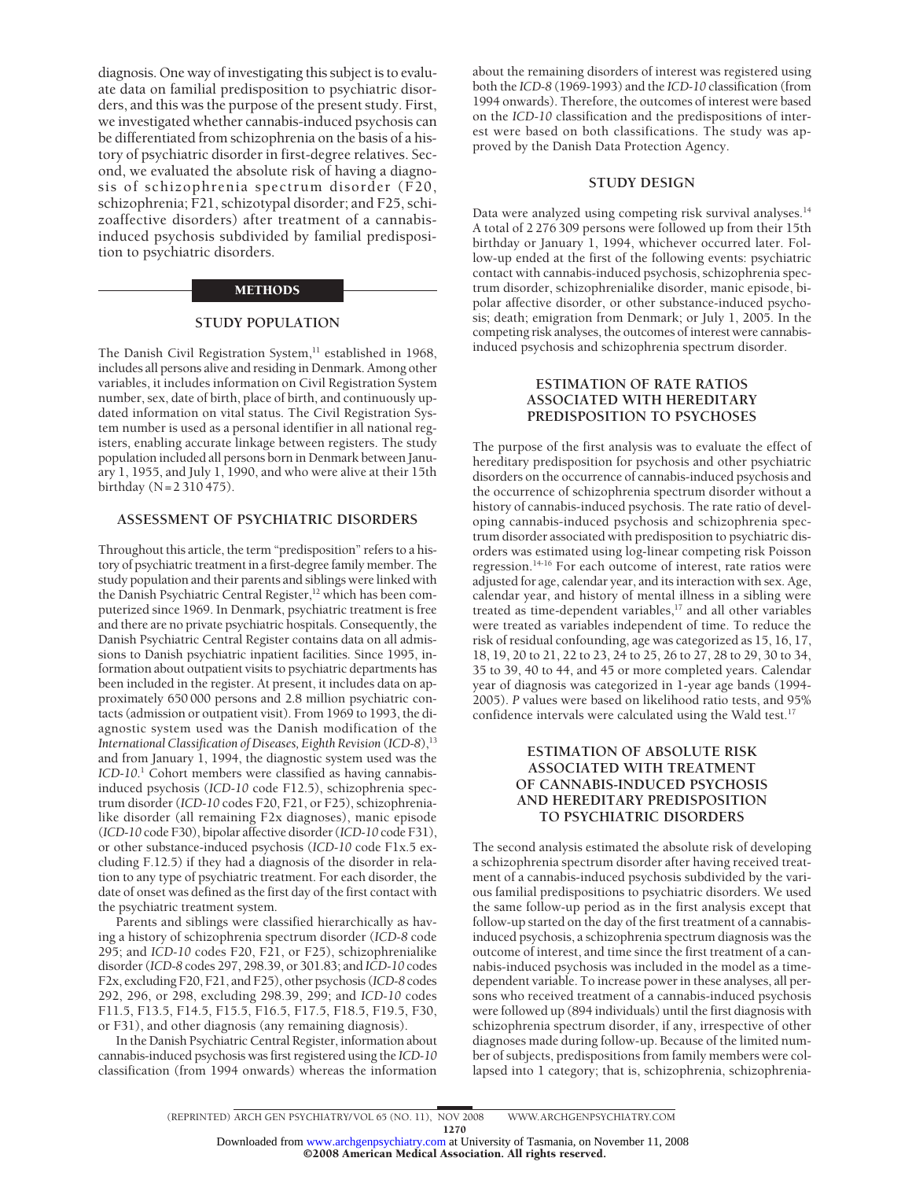diagnosis. One way of investigating this subject is to evaluate data on familial predisposition to psychiatric disorders, and this was the purpose of the present study. First, we investigated whether cannabis-induced psychosis can be differentiated from schizophrenia on the basis of a history of psychiatric disorder in first-degree relatives. Second, we evaluated the absolute risk of having a diagnosis of schizophrenia spectrum disorder (F20, schizophrenia; F21, schizotypal disorder; and F25, schizoaffective disorders) after treatment of a cannabis-induced psychosis subdivided by familial predisposition to psychiatric disorders.

## METHODS

### STUDY POPULATION

The Danish Civil Registration System,[11] established in 1968, includes all persons alive and residing in Denmark. Among other variables, it includes information on Civil Registration System number, sex, date of birth, place of birth, and continuously updated information on vital status. The Civil Registration System number is used as a personal identifier in all national registers, enabling accurate linkage between registers. The study population included all persons born in Denmark between January 1, 1955, and July 1, 1990, and who were alive at their 15th birthday (N = 2 310 475).

### ASSESSMENT OF PSYCHIATRIC DISORDERS

Throughout this article, the term "predisposition" refers to a history of psychiatric treatment in a first-degree family member. The study population and their parents and siblings were linked with the Danish Psychiatric Central Register,[12] which has been computerized since 1969. In Denmark, psychiatric treatment is free and there are no private psychiatric hospitals. Consequently, the Danish Psychiatric Central Register contains data on all admissions to Danish psychiatric inpatient facilities. Since 1995, information about outpatient visits to psychiatric departments has been included in the register. At present, it includes data on approximately 650 000 persons and 2.8 million psychiatric contacts (admission or outpatient visit). From 1969 to 1993, the diagnostic system used was the Danish modification of the *International Classification of Diseases, Eighth Revision* (*ICD-8*),[13] and from January 1, 1994, the diagnostic system used was the *ICD-10*.[1] Cohort members were classified as having cannabis-induced psychosis (*ICD-10* code F12.5), schizophrenia spectrum disorder (*ICD-10* codes F20, F21, or F25), schizophrenialike disorder (all remaining F2x diagnoses), manic episode (*ICD-10* code F30), bipolar affective disorder (*ICD-10* code F31), or other substance-induced psychosis (*ICD-10* code F1x.5 excluding F.12.5) if they had a diagnosis of the disorder in relation to any type of psychiatric treatment. For each disorder, the date of onset was defined as the first day of the first contact with the psychiatric treatment system.

Parents and siblings were classified hierarchically as having a history of schizophrenia spectrum disorder (*ICD-8* code 295; and *ICD-10* codes F20, F21, or F25), schizophrenialike disorder (*ICD-8* codes 297, 298.39, or 301.83; and *ICD-10* codes F2x, excluding F20, F21, and F25), other psychosis (*ICD-8* codes 292, 296, or 298, excluding 298.39, 299; and *ICD-10* codes F11.5, F13.5, F14.5, F15.5, F16.5, F17.5, F18.5, F19.5, F30, or F31), and other diagnosis (any remaining diagnosis).

In the Danish Psychiatric Central Register, information about cannabis-induced psychosis was first registered using the *ICD-10* classification (from 1994 onwards) whereas the information about the remaining disorders of interest was registered using both the *ICD-8* (1969-1993) and the *ICD-10* classification (from 1994 onwards). Therefore, the outcomes of interest were based on the *ICD-10* classification and the predispositions of interest were based on both classifications. The study was approved by the Danish Data Protection Agency.

### STUDY DESIGN

Data were analyzed using competing risk survival analyses.[14] A total of 2 276 309 persons were followed up from their 15th birthday or January 1, 1994, whichever occurred later. Follow-up ended at the first of the following events: psychiatric contact with cannabis-induced psychosis, schizophrenia spectrum disorder, schizophrenialike disorder, manic episode, bipolar affective disorder, or other substance-induced psychosis; death; emigration from Denmark; or July 1, 2005. In the competing risk analyses, the outcomes of interest were cannabis-induced psychosis and schizophrenia spectrum disorder.

### ESTIMATION OF RATE RATIOS ASSOCIATED WITH HEREDITARY PREDISPOSITION TO PSYCHOSES

The purpose of the first analysis was to evaluate the effect of hereditary predisposition for psychosis and other psychiatric disorders on the occurrence of cannabis-induced psychosis and the occurrence of schizophrenia spectrum disorder without a history of cannabis-induced psychosis. The rate ratio of developing cannabis-induced psychosis and schizophrenia spectrum disorder associated with predisposition to psychiatric disorders was estimated using log-linear competing risk Poisson regression.[14-16] For each outcome of interest, rate ratios were adjusted for age, calendar year, and its interaction with sex. Age, calendar year, and history of mental illness in a sibling were treated as time-dependent variables,[17] and all other variables were treated as variables independent of time. To reduce the risk of residual confounding, age was categorized as 15, 16, 17, 18, 19, 20 to 21, 22 to 23, 24 to 25, 26 to 27, 28 to 29, 30 to 34, 35 to 39, 40 to 44, and 45 or more completed years. Calendar year of diagnosis was categorized in 1-year age bands (1994-2005). *P* values were based on likelihood ratio tests, and 95% confidence intervals were calculated using the Wald test.[17]

### ESTIMATION OF ABSOLUTE RISK ASSOCIATED WITH TREATMENT OF CANNABIS-INDUCED PSYCHOSIS AND HEREDITARY PREDISPOSITION TO PSYCHIATRIC DISORDERS

The second analysis estimated the absolute risk of developing a schizophrenia spectrum disorder after having received treatment of a cannabis-induced psychosis subdivided by the various familial predispositions to psychiatric disorders. We used the same follow-up period as in the first analysis except that follow-up started on the day of the first treatment of a cannabis-induced psychosis, a schizophrenia spectrum diagnosis was the outcome of interest, and time since the first treatment of a cannabis-induced psychosis was included in the model as a time-dependent variable. To increase power in these analyses, all persons who received treatment of a cannabis-induced psychosis were followed up (894 individuals) until the first diagnosis with schizophrenia spectrum disorder, if any, irrespective of other diagnoses made during follow-up. Because of the limited number of subjects, predispositions from family members were collapsed into 1 category; that is, schizophrenia, schizophrenia-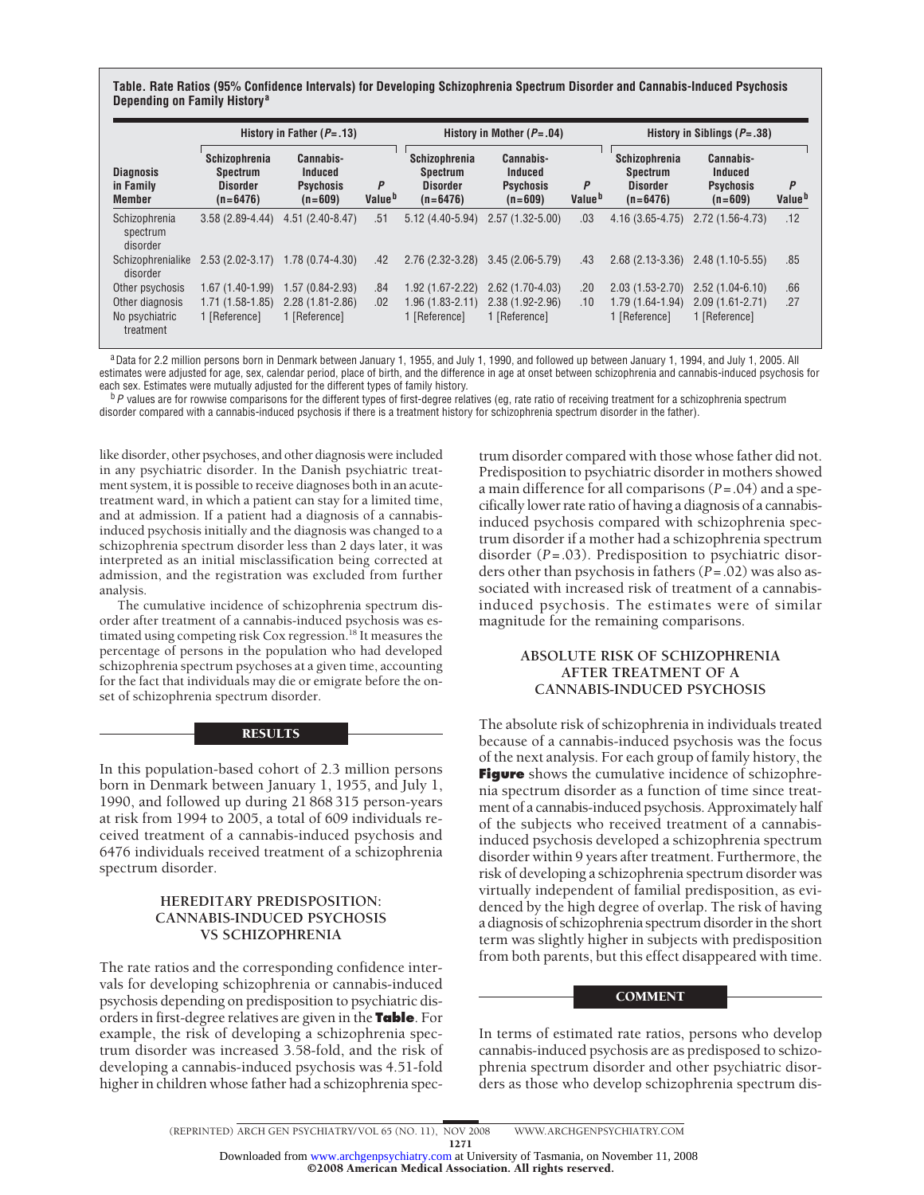**Table. Rate Ratios (95% Confidence Intervals) for Developing Schizophrenia Spectrum Disorder and Cannabis-Induced Psychosis Depending on Family History[a]**

| Diagnosis in Family Member | History in Father ($P$=.13) | | | History in Mother ($P$=.04) | | | History in Siblings ($P$=.38) | | |
|---|---|---|---|---|---|---|---|---|---|
| | Schizophrenia Spectrum Disorder (n=6476) | Cannabis-Induced Psychosis (n=609) | $P$ Value[b] | Schizophrenia Spectrum Disorder (n=6476) | Cannabis-Induced Psychosis (n=609) | $P$ Value[b] | Schizophrenia Spectrum Disorder (n=6476) | Cannabis-Induced Psychosis (n=609) | $P$ Value[b] |
| Schizophrenia spectrum disorder | 3.58 (2.89-4.44) | 4.51 (2.40-8.47) | .51 | 5.12 (4.40-5.94) | 2.57 (1.32-5.00) | .03 | 4.16 (3.65-4.75) | 2.72 (1.56-4.73) | .12 |
| Schizophrenialike disorder | 2.53 (2.02-3.17) | 1.78 (0.74-4.30) | .42 | 2.76 (2.32-3.28) | 3.45 (2.06-5.79) | .43 | 2.68 (2.13-3.36) | 2.48 (1.10-5.55) | .85 |
| Other psychosis | 1.67 (1.40-1.99) | 1.57 (0.84-2.93) | .84 | 1.92 (1.67-2.22) | 2.62 (1.70-4.03) | .20 | 2.03 (1.53-2.70) | 2.52 (1.04-6.10) | .66 |
| Other diagnosis | 1.71 (1.58-1.85) | 2.28 (1.81-2.86) | .02 | 1.96 (1.83-2.11) | 2.38 (1.92-2.96) | .10 | 1.79 (1.64-1.94) | 2.09 (1.61-2.71) | .27 |
| No psychiatric treatment | 1 [Reference] | 1 [Reference] | | 1 [Reference] | 1 [Reference] | | 1 [Reference] | 1 [Reference] | |

[a] Data for 2.2 million persons born in Denmark between January 1, 1955, and July 1, 1990, and followed up between January 1, 1994, and July 1, 2005. All estimates were adjusted for age, sex, calendar period, place of birth, and the difference in age at onset between schizophrenia and cannabis-induced psychosis for each sex. Estimates were mutually adjusted for the different types of family history.

[b] $P$ values are for rowwise comparisons for the different types of first-degree relatives (eg, rate ratio of receiving treatment for a schizophrenia spectrum disorder compared with a cannabis-induced psychosis if there is a treatment history for schizophrenia spectrum disorder in the father).

like disorder, other psychoses, and other diagnosis were included in any psychiatric disorder. In the Danish psychiatric treatment system, it is possible to receive diagnoses both in an acute-treatment ward, in which a patient can stay for a limited time, and at admission. If a patient had a diagnosis of a cannabis-induced psychosis initially and the diagnosis was changed to a schizophrenia spectrum disorder less than 2 days later, it was interpreted as an initial misclassification being corrected at admission, and the registration was excluded from further analysis.

The cumulative incidence of schizophrenia spectrum disorder after treatment of a cannabis-induced psychosis was estimated using competing risk Cox regression.[18] It measures the percentage of persons in the population who had developed schizophrenia spectrum psychoses at a given time, accounting for the fact that individuals may die or emigrate before the onset of schizophrenia spectrum disorder.

## RESULTS

In this population-based cohort of 2.3 million persons born in Denmark between January 1, 1955, and July 1, 1990, and followed up during 21 868 315 person-years at risk from 1994 to 2005, a total of 609 individuals received treatment of a cannabis-induced psychosis and 6476 individuals received treatment of a schizophrenia spectrum disorder.

### HEREDITARY PREDISPOSITION: CANNABIS-INDUCED PSYCHOSIS VS SCHIZOPHRENIA

The rate ratios and the corresponding confidence intervals for developing schizophrenia or cannabis-induced psychosis depending on predisposition to psychiatric disorders in first-degree relatives are given in the **Table**. For example, the risk of developing a schizophrenia spectrum disorder was increased 3.58-fold, and the risk of developing a cannabis-induced psychosis was 4.51-fold higher in children whose father had a schizophrenia spectrum disorder compared with those whose father did not. Predisposition to psychiatric disorder in mothers showed a main difference for all comparisons ($P$=.04) and a specifically lower rate ratio of having a diagnosis of a cannabis-induced psychosis compared with schizophrenia spectrum disorder if a mother had a schizophrenia spectrum disorder ($P$=.03). Predisposition to psychiatric disorders other than psychosis in fathers ($P$=.02) was also associated with increased risk of treatment of a cannabis-induced psychosis. The estimates were of similar magnitude for the remaining comparisons.

### ABSOLUTE RISK OF SCHIZOPHRENIA AFTER TREATMENT OF A CANNABIS-INDUCED PSYCHOSIS

The absolute risk of schizophrenia in individuals treated because of a cannabis-induced psychosis was the focus of the next analysis. For each group of family history, the **Figure** shows the cumulative incidence of schizophrenia spectrum disorder as a function of time since treatment of a cannabis-induced psychosis. Approximately half of the subjects who received treatment of a cannabis-induced psychosis developed a schizophrenia spectrum disorder within 9 years after treatment. Furthermore, the risk of developing a schizophrenia spectrum disorder was virtually independent of familial predisposition, as evidenced by the high degree of overlap. The risk of having a diagnosis of schizophrenia spectrum disorder in the short term was slightly higher in subjects with predisposition from both parents, but this effect disappeared with time.

## COMMENT

In terms of estimated rate ratios, persons who develop cannabis-induced psychosis are as predisposed to schizophrenia spectrum disorder and other psychiatric disorders as those who develop schizophrenia spectrum dis-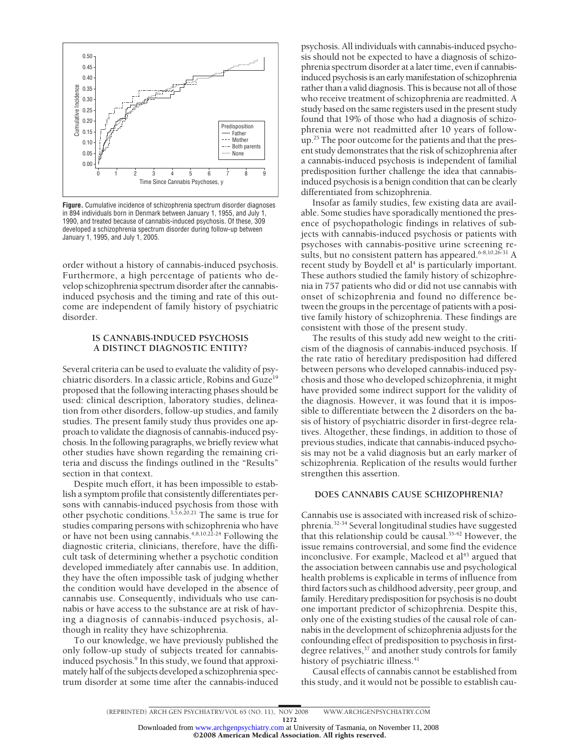**Figure.** Cumulative incidence of schizophrenia spectrum disorder diagnoses in 894 individuals born in Denmark between January 1, 1955, and July 1, 1990, and treated because of cannabis-induced psychosis. Of these, 309 developed a schizophrenia spectrum disorder during follow-up between January 1, 1995, and July 1, 2005.

order without a history of cannabis-induced psychosis. Furthermore, a high percentage of patients who develop schizophrenia spectrum disorder after the cannabis-induced psychosis and the timing and rate of this outcome are independent of family history of psychiatric disorder.

## IS CANNABIS-INDUCED PSYCHOSIS A DISTINCT DIAGNOSTIC ENTITY?

Several criteria can be used to evaluate the validity of psychiatric disorders. In a classic article, Robins and Guze[19] proposed that the following interacting phases should be used: clinical description, laboratory studies, delineation from other disorders, follow-up studies, and family studies. The present family study thus provides one approach to validate the diagnosis of cannabis-induced psychosis. In the following paragraphs, we briefly review what other studies have shown regarding the remaining criteria and discuss the findings outlined in the "Results" section in that context.

Despite much effort, it has been impossible to establish a symptom profile that consistently differentiates persons with cannabis-induced psychosis from those with other psychotic conditions.[3,5,6,20,21] The same is true for studies comparing persons with schizophrenia who have or have not been using cannabis.[4,8,10,22-24] Following the diagnostic criteria, clinicians, therefore, have the difficult task of determining whether a psychotic condition developed immediately after cannabis use. In addition, they have the often impossible task of judging whether the condition would have developed in the absence of cannabis use. Consequently, individuals who use cannabis or have access to the substance are at risk of having a diagnosis of cannabis-induced psychosis, although in reality they have schizophrenia.

To our knowledge, we have previously published the only follow-up study of subjects treated for cannabis-induced psychosis.[9] In this study, we found that approximately half of the subjects developed a schizophrenia spectrum disorder at some time after the cannabis-induced psychosis. All individuals with cannabis-induced psychosis should not be expected to have a diagnosis of schizophrenia spectrum disorder at a later time, even if cannabis-induced psychosis is an early manifestation of schizophrenia rather than a valid diagnosis. This is because not all of those who receive treatment of schizophrenia are readmitted. A study based on the same registers used in the present study found that 19% of those who had a diagnosis of schizophrenia were not readmitted after 10 years of follow-up.[25] The poor outcome for the patients and that the present study demonstrates that the risk of schizophrenia after a cannabis-induced psychosis is independent of familial predisposition further challenge the idea that cannabis-induced psychosis is a benign condition that can be clearly differentiated from schizophrenia.

Insofar as family studies, few existing data are available. Some studies have sporadically mentioned the presence of psychopathologic findings in relatives of subjects with cannabis-induced psychosis or patients with psychoses with cannabis-positive urine screening results, but no consistent pattern has appeared.[6-8,10,26-31] A recent study by Boydell et al[4] is particularly important. These authors studied the family history of schizophrenia in 757 patients who did or did not use cannabis with onset of schizophrenia and found no difference between the groups in the percentage of patients with a positive family history of schizophrenia. These findings are consistent with those of the present study.

The results of this study add new weight to the criticism of the diagnosis of cannabis-induced psychosis. If the rate ratio of hereditary predisposition had differed between persons who developed cannabis-induced psychosis and those who developed schizophrenia, it might have provided some indirect support for the validity of the diagnosis. However, it was found that it is impossible to differentiate between the 2 disorders on the basis of history of psychiatric disorder in first-degree relatives. Altogether, these findings, in addition to those of previous studies, indicate that cannabis-induced psychosis may not be a valid diagnosis but an early marker of schizophrenia. Replication of the results would further strengthen this assertion.

## DOES CANNABIS CAUSE SCHIZOPHRENIA?

Cannabis use is associated with increased risk of schizophrenia.[32-34] Several longitudinal studies have suggested that this relationship could be causal.[35-42] However, the issue remains controversial, and some find the evidence inconclusive. For example, Macleod et al[43] argued that the association between cannabis use and psychological health problems is explicable in terms of influence from third factors such as childhood adversity, peer group, and family. Hereditary predisposition for psychosis is no doubt one important predictor of schizophrenia. Despite this, only one of the existing studies of the causal role of cannabis in the development of schizophrenia adjusts for the confounding effect of predisposition to psychosis in first-degree relatives,[37] and another study controls for family history of psychiatric illness.[41]

Causal effects of cannabis cannot be established from this study, and it would not be possible to establish cau-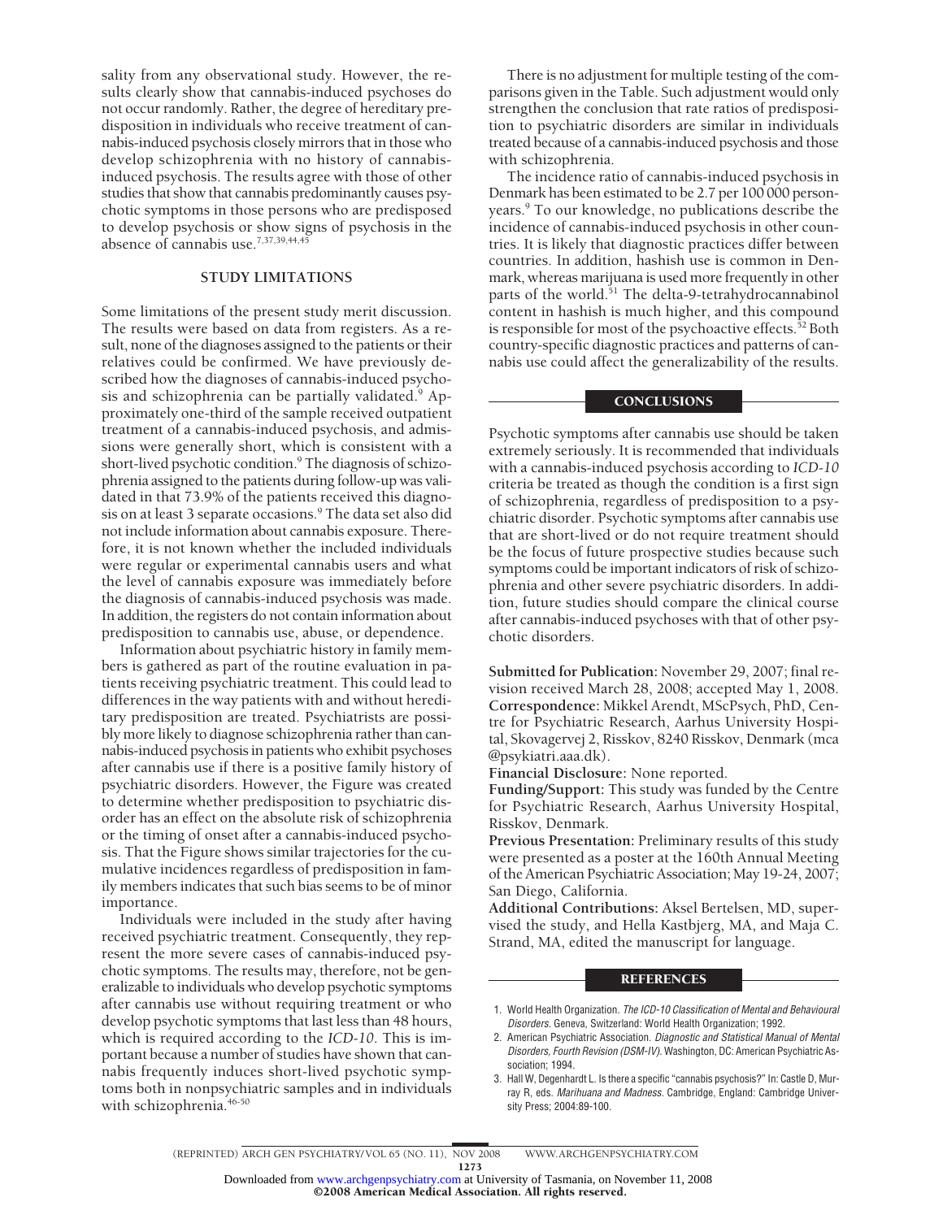sality from any observational study. However, the results clearly show that cannabis-induced psychoses do not occur randomly. Rather, the degree of hereditary predisposition in individuals who receive treatment of cannabis-induced psychosis closely mirrors that in those who develop schizophrenia with no history of cannabis-induced psychosis. The results agree with those of other studies that show that cannabis predominantly causes psychotic symptoms in those persons who are predisposed to develop psychosis or show signs of psychosis in the absence of cannabis use.[7,37,39,44,45]

### STUDY LIMITATIONS

Some limitations of the present study merit discussion. The results were based on data from registers. As a result, none of the diagnoses assigned to the patients or their relatives could be confirmed. We have previously described how the diagnoses of cannabis-induced psychosis and schizophrenia can be partially validated.[9] Approximately one-third of the sample received outpatient treatment of a cannabis-induced psychosis, and admissions were generally short, which is consistent with a short-lived psychotic condition.[9] The diagnosis of schizophrenia assigned to the patients during follow-up was validated in that 73.9% of the patients received this diagnosis on at least 3 separate occasions.[9] The data set also did not include information about cannabis exposure. Therefore, it is not known whether the included individuals were regular or experimental cannabis users and what the level of cannabis exposure was immediately before the diagnosis of cannabis-induced psychosis was made. In addition, the registers do not contain information about predisposition to cannabis use, abuse, or dependence.

Information about psychiatric history in family members is gathered as part of the routine evaluation in patients receiving psychiatric treatment. This could lead to differences in the way patients with and without hereditary predisposition are treated. Psychiatrists are possibly more likely to diagnose schizophrenia rather than cannabis-induced psychosis in patients who exhibit psychoses after cannabis use if there is a positive family history of psychiatric disorders. However, the Figure was created to determine whether predisposition to psychiatric disorder has an effect on the absolute risk of schizophrenia or the timing of onset after a cannabis-induced psychosis. That the Figure shows similar trajectories for the cumulative incidences regardless of predisposition in family members indicates that such bias seems to be of minor importance.

Individuals were included in the study after having received psychiatric treatment. Consequently, they represent the more severe cases of cannabis-induced psychotic symptoms. The results may, therefore, not be generalizable to individuals who develop psychotic symptoms after cannabis use without requiring treatment or who develop psychotic symptoms that last less than 48 hours, which is required according to the *ICD-10*. This is important because a number of studies have shown that cannabis frequently induces short-lived psychotic symptoms both in nonpsychiatric samples and in individuals with schizophrenia.[46-50]

There is no adjustment for multiple testing of the comparisons given in the Table. Such adjustment would only strengthen the conclusion that rate ratios of predisposition to psychiatric disorders are similar in individuals treated because of a cannabis-induced psychosis and those with schizophrenia.

The incidence ratio of cannabis-induced psychosis in Denmark has been estimated to be 2.7 per 100 000 person-years.[9] To our knowledge, no publications describe the incidence of cannabis-induced psychosis in other countries. It is likely that diagnostic practices differ between countries. In addition, hashish use is common in Denmark, whereas marijuana is used more frequently in other parts of the world.[51] The delta-9-tetrahydrocannabinol content in hashish is much higher, and this compound is responsible for most of the psychoactive effects.[52] Both country-specific diagnostic practices and patterns of cannabis use could affect the generalizability of the results.

## CONCLUSIONS

Psychotic symptoms after cannabis use should be taken extremely seriously. It is recommended that individuals with a cannabis-induced psychosis according to *ICD-10* criteria be treated as though the condition is a first sign of schizophrenia, regardless of predisposition to a psychiatric disorder. Psychotic symptoms after cannabis use that are short-lived or do not require treatment should be the focus of future prospective studies because such symptoms could be important indicators of risk of schizophrenia and other severe psychiatric disorders. In addition, future studies should compare the clinical course after cannabis-induced psychoses with that of other psychotic disorders.

**Submitted for Publication:** November 29, 2007; final revision received March 28, 2008; accepted May 1, 2008.
**Correspondence:** Mikkel Arendt, MScPsych, PhD, Centre for Psychiatric Research, Aarhus University Hospital, Skovagervej 2, Risskov, 8240 Risskov, Denmark (mca@psykiatri.aaa.dk).
**Financial Disclosure:** None reported.
**Funding/Support:** This study was funded by the Centre for Psychiatric Research, Aarhus University Hospital, Risskov, Denmark.
**Previous Presentation:** Preliminary results of this study were presented as a poster at the 160th Annual Meeting of the American Psychiatric Association; May 19-24, 2007; San Diego, California.
**Additional Contributions:** Aksel Bertelsen, MD, supervised the study, and Hella Kastbjerg, MA, and Maja C. Strand, MA, edited the manuscript for language.

## REFERENCES

1. World Health Organization. *The ICD-10 Classification of Mental and Behavioural Disorders.* Geneva, Switzerland: World Health Organization; 1992.
2. American Psychiatric Association. *Diagnostic and Statistical Manual of Mental Disorders, Fourth Revision (DSM-IV).* Washington, DC: American Psychiatric Association; 1994.
3. Hall W, Degenhardt L. Is there a specific "cannabis psychosis?" In: Castle D, Murray R, eds. *Marihuana and Madness.* Cambridge, England: Cambridge University Press; 2004:89-100.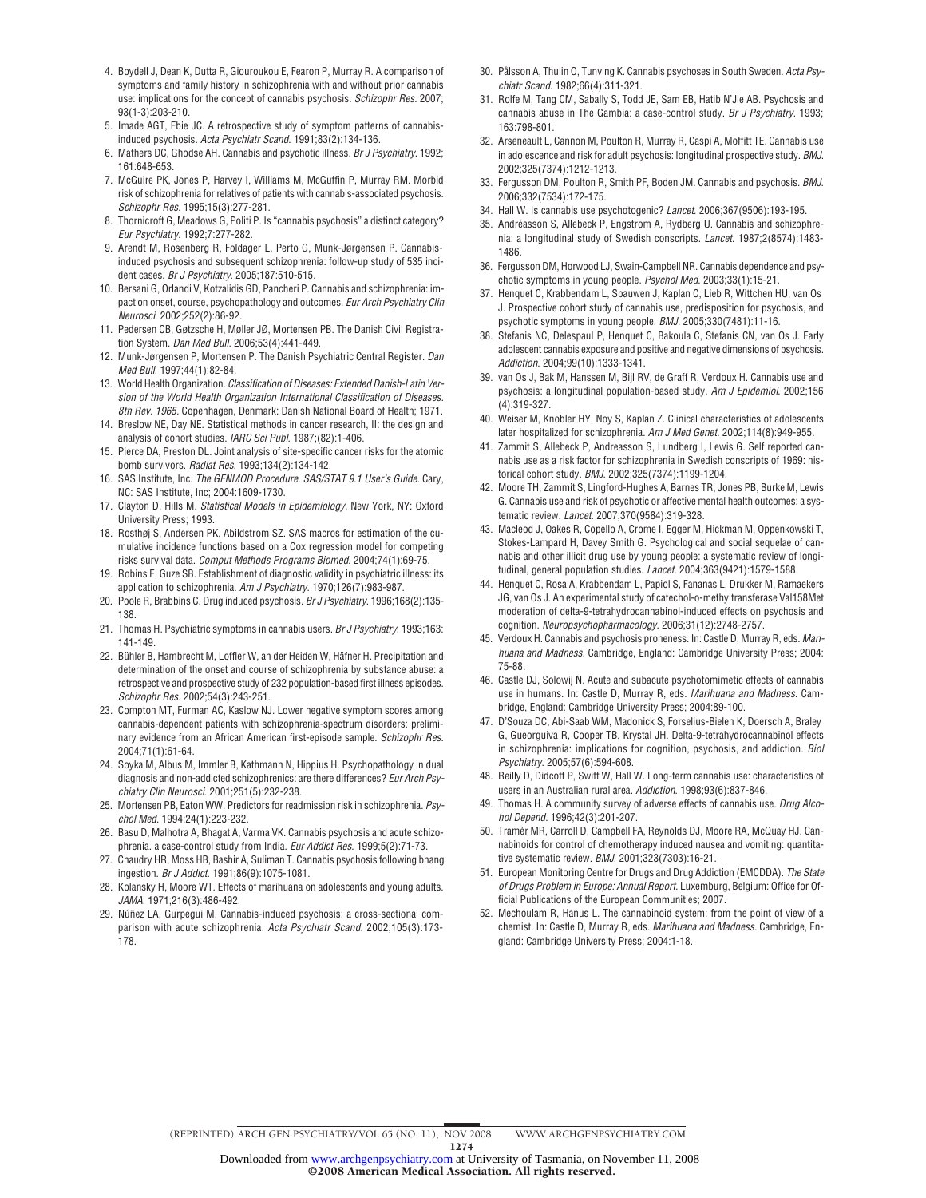4. Boydell J, Dean K, Dutta R, Giouroukou E, Fearon P, Murray R. A comparison of symptoms and family history in schizophrenia with and without prior cannabis use: implications for the concept of cannabis psychosis. *Schizophr Res.* 2007;93(1-3):203-210.
5. Imade AGT, Ebie JC. A retrospective study of symptom patterns of cannabis-induced psychosis. *Acta Psychiatr Scand.* 1991;83(2):134-136.
6. Mathers DC, Ghodse AH. Cannabis and psychotic illness. *Br J Psychiatry.* 1992;161:648-653.
7. McGuire PK, Jones P, Harvey I, Williams M, McGuffin P, Murray RM. Morbid risk of schizophrenia for relatives of patients with cannabis-associated psychosis. *Schizophr Res.* 1995;15(3):277-281.
8. Thornicroft G, Meadows G, Politi P. Is "cannabis psychosis" a distinct category? *Eur Psychiatry.* 1992;7:277-282.
9. Arendt M, Rosenberg R, Foldager L, Perto G, Munk-Jørgensen P. Cannabis-induced psychosis and subsequent schizophrenia: follow-up study of 535 incident cases. *Br J Psychiatry.* 2005;187:510-515.
10. Bersani G, Orlandi V, Kotzalidis GD, Pancheri P. Cannabis and schizophrenia: impact on onset, course, psychopathology and outcomes. *Eur Arch Psychiatry Clin Neurosci.* 2002;252(2):86-92.
11. Pedersen CB, Gøtzsche H, Møller JØ, Mortensen PB. The Danish Civil Registration System. *Dan Med Bull.* 2006;53(4):441-449.
12. Munk-Jørgensen P, Mortensen P. The Danish Psychiatric Central Register. *Dan Med Bull.* 1997;44(1):82-84.
13. World Health Organization. *Classification of Diseases: Extended Danish-Latin Version of the World Health Organization International Classification of Diseases. 8th Rev. 1965.* Copenhagen, Denmark: Danish National Board of Health; 1971.
14. Breslow NE, Day NE. Statistical methods in cancer research, II: the design and analysis of cohort studies. *IARC Sci Publ.* 1987;(82):1-406.
15. Pierce DA, Preston DL. Joint analysis of site-specific cancer risks for the atomic bomb survivors. *Radiat Res.* 1993;134(2):134-142.
16. SAS Institute, Inc. *The GENMOD Procedure. SAS/STAT 9.1 User's Guide.* Cary, NC: SAS Institute, Inc; 2004:1609-1730.
17. Clayton D, Hills M. *Statistical Models in Epidemiology.* New York, NY: Oxford University Press; 1993.
18. Rosthøj S, Andersen PK, Abildstrom SZ. SAS macros for estimation of the cumulative incidence functions based on a Cox regression model for competing risks survival data. *Comput Methods Programs Biomed.* 2004;74(1):69-75.
19. Robins E, Guze SB. Establishment of diagnostic validity in psychiatric illness: its application to schizophrenia. *Am J Psychiatry.* 1970;126(7):983-987.
20. Poole R, Brabbins C. Drug induced psychosis. *Br J Psychiatry.* 1996;168(2):135-138.
21. Thomas H. Psychiatric symptoms in cannabis users. *Br J Psychiatry.* 1993;163:141-149.
22. Bühler B, Hambrecht M, Loffler W, an der Heiden W, Häfner H. Precipitation and determination of the onset and course of schizophrenia by substance abuse: a retrospective and prospective study of 232 population-based first illness episodes. *Schizophr Res.* 2002;54(3):243-251.
23. Compton MT, Furman AC, Kaslow NJ. Lower negative symptom scores among cannabis-dependent patients with schizophrenia-spectrum disorders: preliminary evidence from an African American first-episode sample. *Schizophr Res.* 2004;71(1):61-64.
24. Soyka M, Albus M, Immler B, Kathmann N, Hippius H. Psychopathology in dual diagnosis and non-addicted schizophrenics: are there differences? *Eur Arch Psychiatry Clin Neurosci.* 2001;251(5):232-238.
25. Mortensen PB, Eaton WW. Predictors for readmission risk in schizophrenia. *Psychol Med.* 1994;24(1):223-232.
26. Basu D, Malhotra A, Bhagat A, Varma VK. Cannabis psychosis and acute schizophrenia. a case-control study from India. *Eur Addict Res.* 1999;5(2):71-73.
27. Chaudry HR, Moss HB, Bashir A, Suliman T. Cannabis psychosis following bhang ingestion. *Br J Addict.* 1991;86(9):1075-1081.
28. Kolansky H, Moore WT. Effects of marihuana on adolescents and young adults. *JAMA.* 1971;216(3):486-492.
29. Núñez LA, Gurpegui M. Cannabis-induced psychosis: a cross-sectional comparison with acute schizophrenia. *Acta Psychiatr Scand.* 2002;105(3):173-178.
30. Pålsson A, Thulin O, Tunving K. Cannabis psychoses in South Sweden. *Acta Psychiatr Scand.* 1982;66(4):311-321.
31. Rolfe M, Tang CM, Sabally S, Todd JE, Sam EB, Hatib N'Jie AB. Psychosis and cannabis abuse in The Gambia: a case-control study. *Br J Psychiatry.* 1993;163:798-801.
32. Arseneault L, Cannon M, Poulton R, Murray R, Caspi A, Moffitt TE. Cannabis use in adolescence and risk for adult psychosis: longitudinal prospective study. *BMJ.* 2002;325(7374):1212-1213.
33. Fergusson DM, Poulton R, Smith PF, Boden JM. Cannabis and psychosis. *BMJ.* 2006;332(7534):172-175.
34. Hall W. Is cannabis use psychotogenic? *Lancet.* 2006;367(9506):193-195.
35. Andréasson S, Allebeck P, Engstrom A, Rydberg U. Cannabis and schizophrenia: a longitudinal study of Swedish conscripts. *Lancet.* 1987;2(8574):1483-1486.
36. Fergusson DM, Horwood LJ, Swain-Campbell NR. Cannabis dependence and psychotic symptoms in young people. *Psychol Med.* 2003;33(1):15-21.
37. Henquet C, Krabbendam L, Spauwen J, Kaplan C, Lieb R, Wittchen HU, van Os J. Prospective cohort study of cannabis use, predisposition for psychosis, and psychotic symptoms in young people. *BMJ.* 2005;330(7481):11-16.
38. Stefanis NC, Delespaul P, Henquet C, Bakoula C, Stefanis CN, van Os J. Early adolescent cannabis exposure and positive and negative dimensions of psychosis. *Addiction.* 2004;99(10):1333-1341.
39. van Os J, Bak M, Hanssen M, Bijl RV, de Graff R, Verdoux H. Cannabis use and psychosis: a longitudinal population-based study. *Am J Epidemiol.* 2002;156(4):319-327.
40. Weiser M, Knobler HY, Noy S, Kaplan Z. Clinical characteristics of adolescents later hospitalized for schizophrenia. *Am J Med Genet.* 2002;114(8):949-955.
41. Zammit S, Allebeck P, Andreasson S, Lundberg I, Lewis G. Self reported cannabis use as a risk factor for schizophrenia in Swedish conscripts of 1969: historical cohort study. *BMJ.* 2002;325(7374):1199-1204.
42. Moore TH, Zammit S, Lingford-Hughes A, Barnes TR, Jones PB, Burke M, Lewis G. Cannabis use and risk of psychotic or affective mental health outcomes: a systematic review. *Lancet.* 2007;370(9584):319-328.
43. Macleod J, Oakes R, Copello A, Crome I, Egger M, Hickman M, Oppenkowski T, Stokes-Lampard H, Davey Smith G. Psychological and social sequelae of cannabis and other illicit drug use by young people: a systematic review of longitudinal, general population studies. *Lancet.* 2004;363(9421):1579-1588.
44. Henquet C, Rosa A, Krabbendam L, Papiol S, Fananas L, Drukker M, Ramaekers JG, van Os J. An experimental study of catechol-o-methyltransferase Val158Met moderation of delta-9-tetrahydrocannabinol-induced effects on psychosis and cognition. *Neuropsychopharmacology.* 2006;31(12):2748-2757.
45. Verdoux H. Cannabis and psychosis proneness. In: Castle D, Murray R, eds. *Marihuana and Madness.* Cambridge, England: Cambridge University Press; 2004:75-88.
46. Castle DJ, Solowij N. Acute and subacute psychotomimetic effects of cannabis use in humans. In: Castle D, Murray R, eds. *Marihuana and Madness.* Cambridge, England: Cambridge University Press; 2004:89-100.
47. D'Souza DC, Abi-Saab WM, Madonick S, Forselius-Bielen K, Doersch A, Braley G, Gueorguiva R, Cooper TB, Krystal JH. Delta-9-tetrahydrocannabinol effects in schizophrenia: implications for cognition, psychosis, and addiction. *Biol Psychiatry.* 2005;57(6):594-608.
48. Reilly D, Didcott P, Swift W, Hall W. Long-term cannabis use: characteristics of users in an Australian rural area. *Addiction.* 1998;93(6):837-846.
49. Thomas H. A community survey of adverse effects of cannabis use. *Drug Alcohol Depend.* 1996;42(3):201-207.
50. Tramèr MR, Carroll D, Campbell FA, Reynolds DJ, Moore RA, McQuay HJ. Cannabinoids for control of chemotherapy induced nausea and vomiting: quantitative systematic review. *BMJ.* 2001;323(7303):16-21.
51. European Monitoring Centre for Drugs and Drug Addiction (EMCDDA). *The State of Drugs Problem in Europe: Annual Report.* Luxemburg, Belgium: Office for Official Publications of the European Communities; 2007.
52. Mechoulam R, Hanus L. The cannabinoid system: from the point of view of a chemist. In: Castle D, Murray R, eds. *Marihuana and Madness.* Cambridge, England: Cambridge University Press; 2004:1-18.